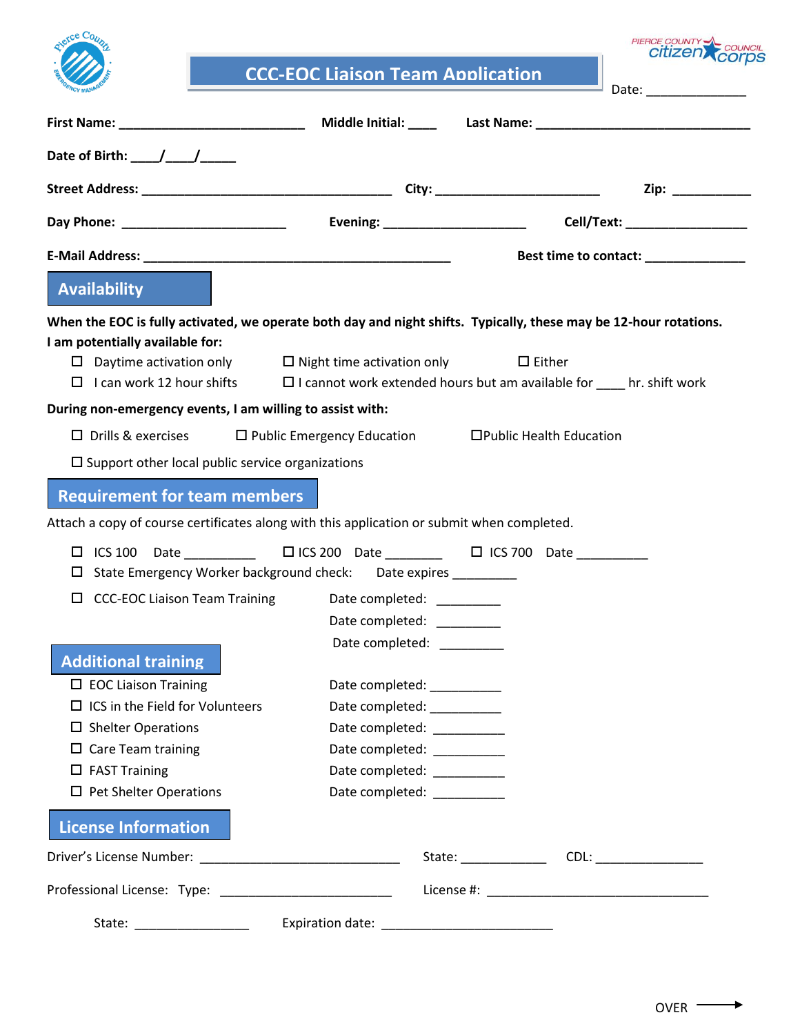# CCC-EOC Liaison Team Application

Date: ______________

**First Name:** __________________________ **Middle Initial:** ____ **Last Name:** ______________________________

**Date of Birth:** ____/____/_____

**Street Address:** ___________________________________ **City:** _______________________ **Zip:** ___________

**Day Phone:** _______________________ **Evening:** ____________________ **Cell/Text:** _________________

**E-Mail Address:** ____________________________________________ **Best time to contact:** ______________

## Availability

**When the EOC is fully activated, we operate both day and night shifts. Typically, these may be 12-hour rotations.**
**I am potentially available for:**

- ☐ Daytime activation only ☐ Night time activation only ☐ Either
- ☐ I can work 12 hour shifts ☐ I cannot work extended hours but am available for ____ hr. shift work

**During non-emergency events, I am willing to assist with:**

- ☐ Drills & exercises ☐ Public Emergency Education ☐ Public Health Education
- ☐ Support other local public service organizations

## Requirement for team members

Attach a copy of course certificates along with this application or submit when completed.

- ☐ ICS 100 Date __________ ☐ ICS 200 Date ________ ☐ ICS 700 Date __________
- ☐ State Emergency Worker background check: Date expires _________
- ☐ CCC-EOC Liaison Team Training Date completed: _________
  Date completed: _________
  Date completed: _________

## Additional training

- ☐ EOC Liaison Training Date completed: __________
- ☐ ICS in the Field for Volunteers Date completed: __________
- ☐ Shelter Operations Date completed: __________
- ☐ Care Team training Date completed: __________
- ☐ FAST Training Date completed: __________
- ☐ Pet Shelter Operations Date completed: __________

## License Information

Driver's License Number: ____________________________ State: ____________ CDL: _______________

Professional License: Type: ________________________ License #: _______________________________

State: ________________ Expiration date: ________________________

OVER →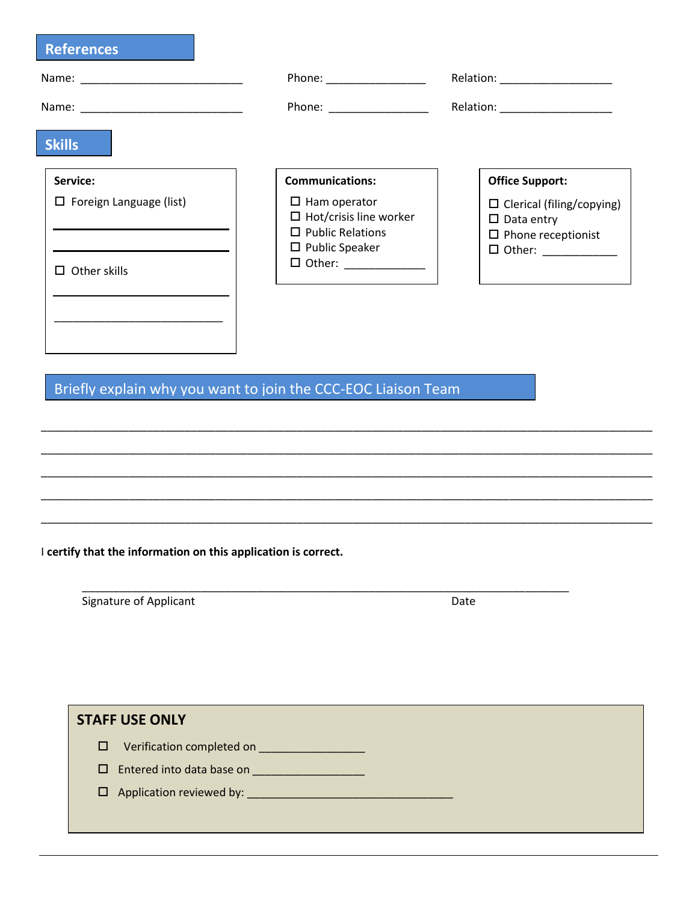## References

Name: ___________________________ Phone: ________________ Relation: ___________________

Name: ___________________________ Phone: ________________ Relation: ___________________

## Skills

**Service:**

- ☐ Foreign Language (list)

___________________________

___________________________

- ☐ Other skills

___________________________

___________________________

**Communications:**

- ☐ Ham operator
- ☐ Hot/crisis line worker
- ☐ Public Relations
- ☐ Public Speaker
- ☐ Other: _____________

**Office Support:**

- ☐ Clerical (filing/copying)
- ☐ Data entry
- ☐ Phone receptionist
- ☐ Other: ____________

## Briefly explain why you want to join the CCC-EOC Liaison Team

_______________________________________________________________________________________________

_______________________________________________________________________________________________

_______________________________________________________________________________________________

_______________________________________________________________________________________________

_______________________________________________________________________________________________

I **certify that the information on this application is correct.**

_______________________________________________________________________________

Signature of Applicant Date

**STAFF USE ONLY**

- ☐ Verification completed on _________________
- ☐ Entered into data base on _________________
- ☐ Application reviewed by: _________________________________